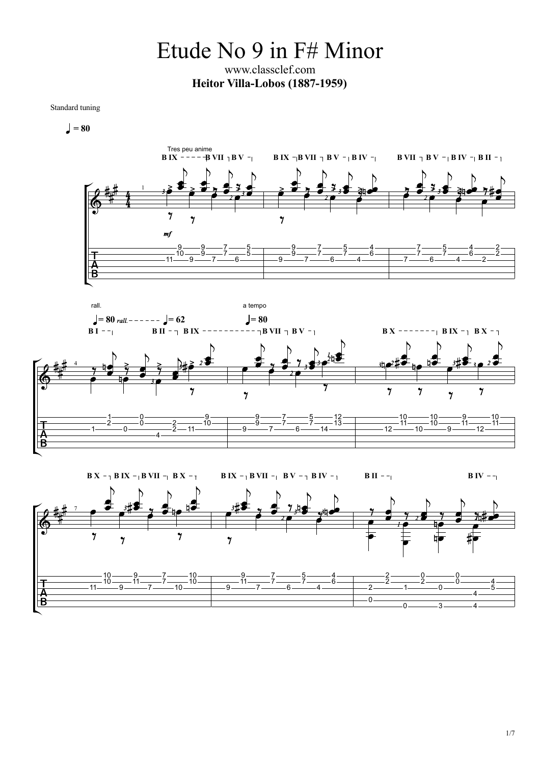# Etude No 9 in F# Minor

www.classclef.com

**Heitor Villa-Lobos (1887-1959)**

Standard tuning

♩ = 80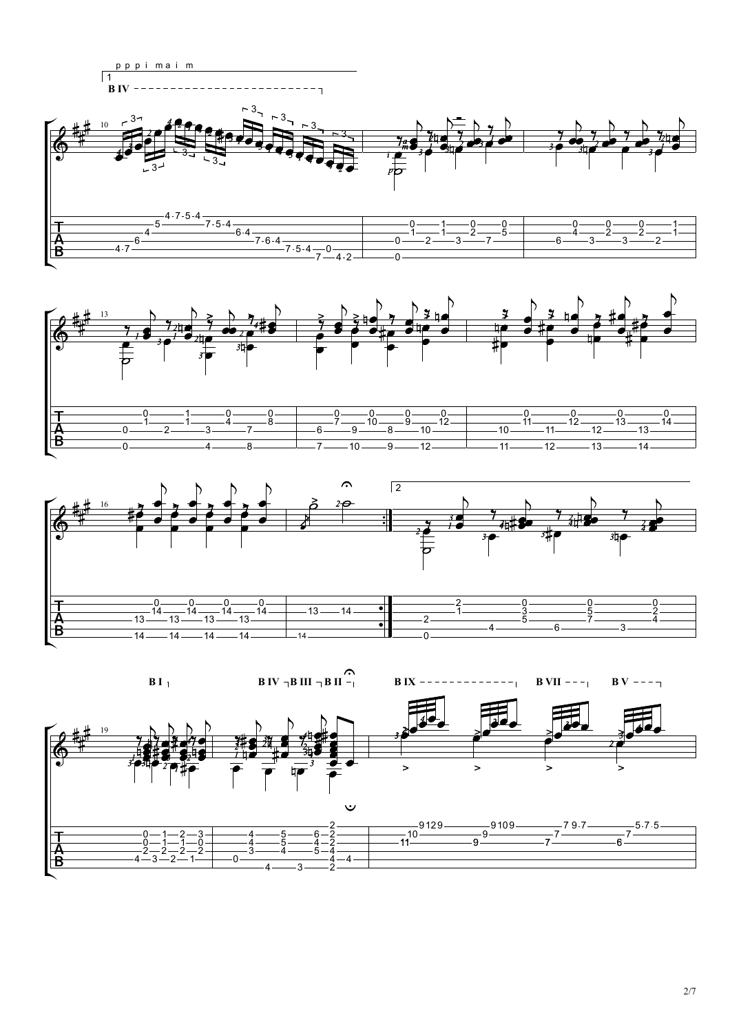p p p i ma i m

1

B IV

2

B I

B IV B III B II

B IX

B VII

B V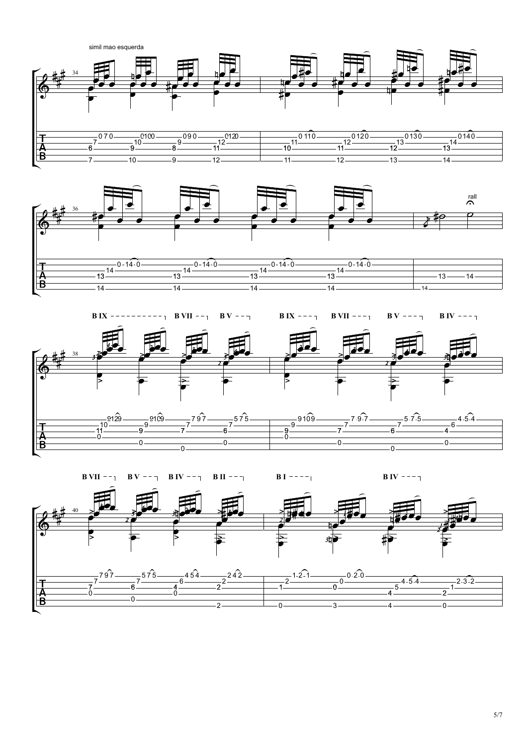simil mao esquerda

B IX B VII B V B IX B VII B V B IV

B VII B V B IV B II B I B IV

rall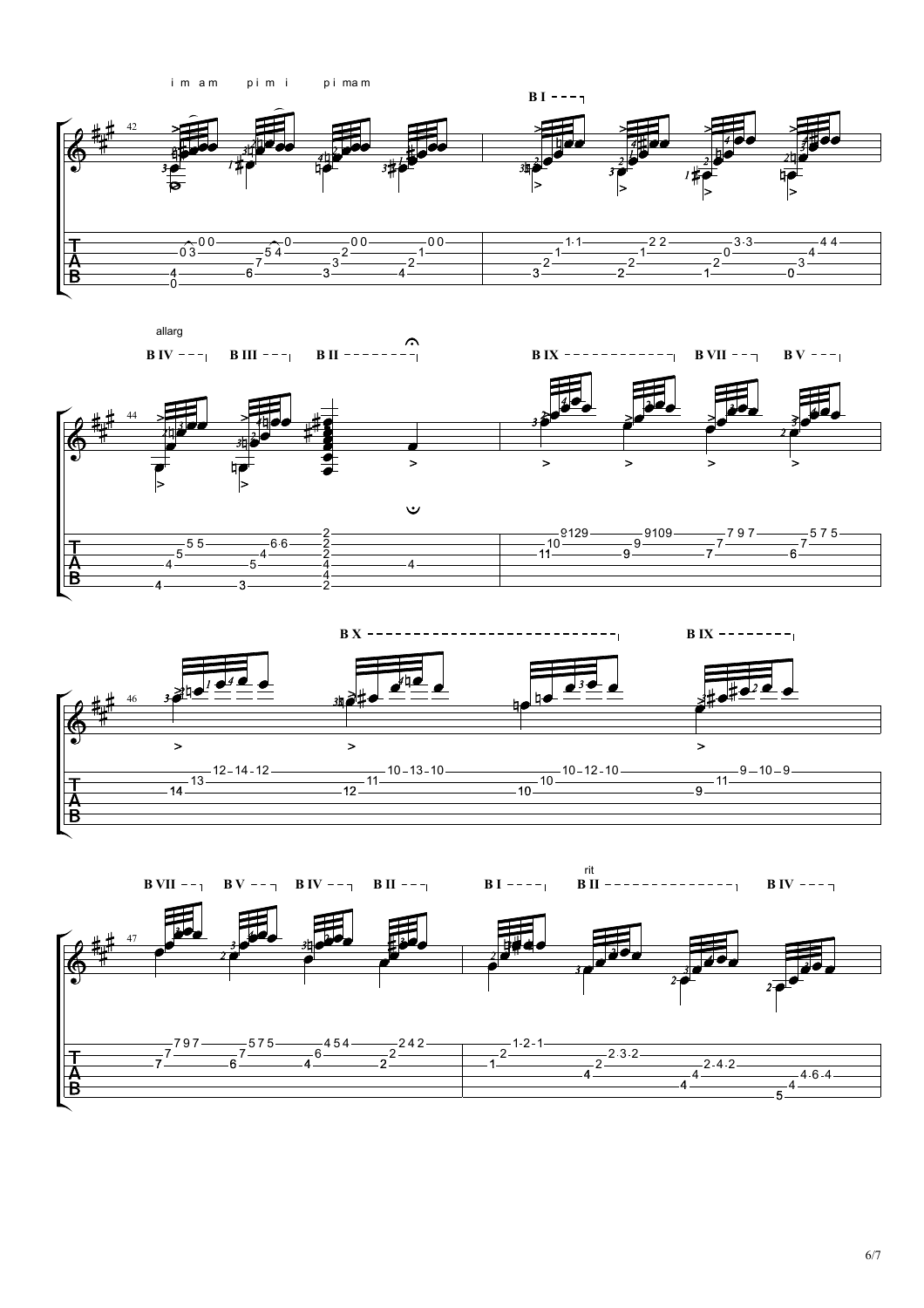i m a m p i m i p i ma m

B I

allarg

B IV B III B II B IX B VII B V

B X B IX

B VII B V B IV B II B I B II B IV

rit